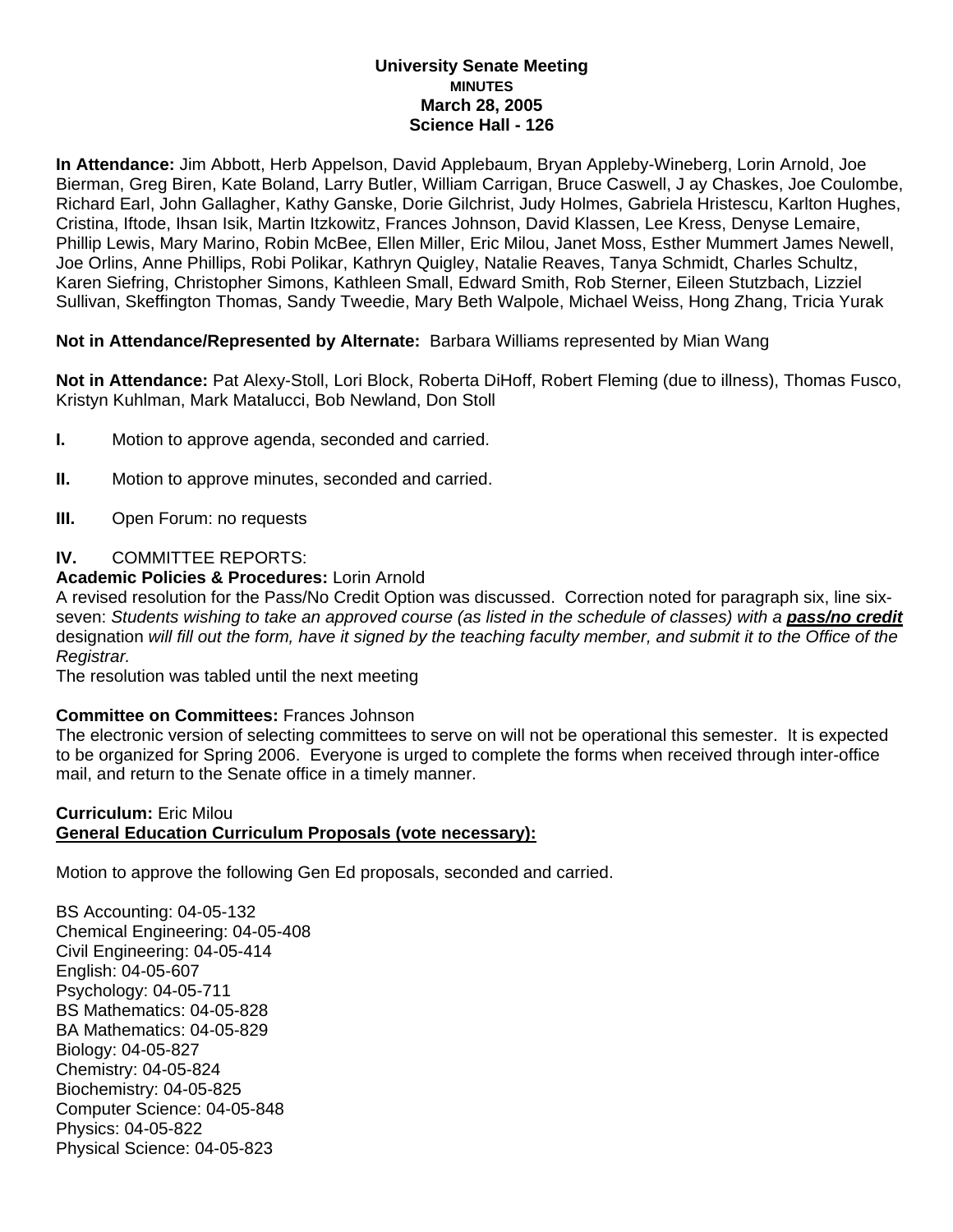**University Senate Meeting**
**MINUTES**
**March 28, 2005**
**Science Hall - 126**

**In Attendance:** Jim Abbott, Herb Appelson, David Applebaum, Bryan Appleby-Wineberg, Lorin Arnold, Joe Bierman, Greg Biren, Kate Boland, Larry Butler, William Carrigan, Bruce Caswell, J ay Chaskes, Joe Coulombe, Richard Earl, John Gallagher, Kathy Ganske, Dorie Gilchrist, Judy Holmes, Gabriela Hristescu, Karlton Hughes, Cristina, Iftode, Ihsan Isik, Martin Itzkowitz, Frances Johnson, David Klassen, Lee Kress, Denyse Lemaire, Phillip Lewis, Mary Marino, Robin McBee, Ellen Miller, Eric Milou, Janet Moss, Esther Mummert James Newell, Joe Orlins, Anne Phillips, Robi Polikar, Kathryn Quigley, Natalie Reaves, Tanya Schmidt, Charles Schultz, Karen Siefring, Christopher Simons, Kathleen Small, Edward Smith, Rob Sterner, Eileen Stutzbach, Lizziel Sullivan, Skeffington Thomas, Sandy Tweedie, Mary Beth Walpole, Michael Weiss, Hong Zhang, Tricia Yurak

**Not in Attendance/Represented by Alternate:** Barbara Williams represented by Mian Wang

**Not in Attendance:** Pat Alexy-Stoll, Lori Block, Roberta DiHoff, Robert Fleming (due to illness), Thomas Fusco, Kristyn Kuhlman, Mark Matalucci, Bob Newland, Don Stoll

**I.** Motion to approve agenda, seconded and carried.

**II.** Motion to approve minutes, seconded and carried.

**III.** Open Forum: no requests

**IV.** COMMITTEE REPORTS:

**Academic Policies & Procedures:** Lorin Arnold
A revised resolution for the Pass/No Credit Option was discussed. Correction noted for paragraph six, line six-seven: *Students wishing to take an approved course (as listed in the schedule of classes) with a* ***pass/no credit*** designation *will fill out the form, have it signed by the teaching faculty member, and submit it to the Office of the Registrar.*
The resolution was tabled until the next meeting

**Committee on Committees:** Frances Johnson
The electronic version of selecting committees to serve on will not be operational this semester. It is expected to be organized for Spring 2006. Everyone is urged to complete the forms when received through inter-office mail, and return to the Senate office in a timely manner.

**Curriculum:** Eric Milou
**General Education Curriculum Proposals (vote necessary):**

Motion to approve the following Gen Ed proposals, seconded and carried.

BS Accounting: 04-05-132
Chemical Engineering: 04-05-408
Civil Engineering: 04-05-414
English: 04-05-607
Psychology: 04-05-711
BS Mathematics: 04-05-828
BA Mathematics: 04-05-829
Biology: 04-05-827
Chemistry: 04-05-824
Biochemistry: 04-05-825
Computer Science: 04-05-848
Physics: 04-05-822
Physical Science: 04-05-823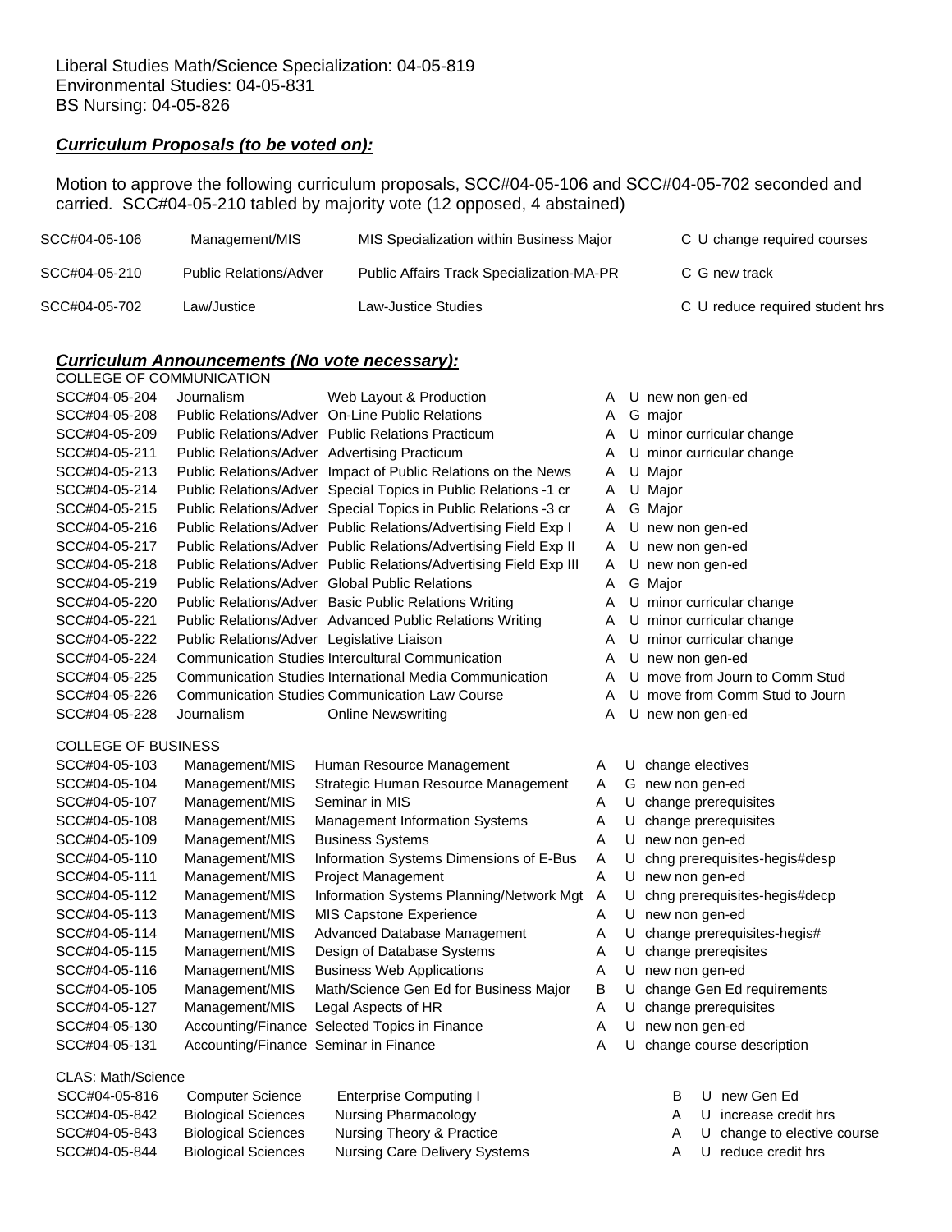Liberal Studies Math/Science Specialization: 04-05-819
Environmental Studies: 04-05-831
BS Nursing: 04-05-826

## ***Curriculum Proposals (to be voted on):***

Motion to approve the following curriculum proposals, SCC#04-05-106 and SCC#04-05-702 seconded and carried. SCC#04-05-210 tabled by majority vote (12 opposed, 4 abstained)

| | | | |
|---|---|---|---|
| SCC#04-05-106 | Management/MIS | MIS Specialization within Business Major | C U change required courses |
| SCC#04-05-210 | Public Relations/Adver | Public Affairs Track Specialization-MA-PR | C G new track |
| SCC#04-05-702 | Law/Justice | Law-Justice Studies | C U reduce required student hrs |

## ***Curriculum Announcements (No vote necessary):***

COLLEGE OF COMMUNICATION

| | | | | | |
|---|---|---|---|---|---|
| SCC#04-05-204 | Journalism | Web Layout & Production | A | U | new non gen-ed |
| SCC#04-05-208 | Public Relations/Adver | On-Line Public Relations | A | G | major |
| SCC#04-05-209 | Public Relations/Adver | Public Relations Practicum | A | U | minor curricular change |
| SCC#04-05-211 | Public Relations/Adver | Advertising Practicum | A | U | minor curricular change |
| SCC#04-05-213 | Public Relations/Adver | Impact of Public Relations on the News | A | U | Major |
| SCC#04-05-214 | Public Relations/Adver | Special Topics in Public Relations -1 cr | A | U | Major |
| SCC#04-05-215 | Public Relations/Adver | Special Topics in Public Relations -3 cr | A | G | Major |
| SCC#04-05-216 | Public Relations/Adver | Public Relations/Advertising Field Exp I | A | U | new non gen-ed |
| SCC#04-05-217 | Public Relations/Adver | Public Relations/Advertising Field Exp II | A | U | new non gen-ed |
| SCC#04-05-218 | Public Relations/Adver | Public Relations/Advertising Field Exp III | A | U | new non gen-ed |
| SCC#04-05-219 | Public Relations/Adver | Global Public Relations | A | G | Major |
| SCC#04-05-220 | Public Relations/Adver | Basic Public Relations Writing | A | U | minor curricular change |
| SCC#04-05-221 | Public Relations/Adver | Advanced Public Relations Writing | A | U | minor curricular change |
| SCC#04-05-222 | Public Relations/Adver | Legislative Liaison | A | U | minor curricular change |
| SCC#04-05-224 | Communication Studies | Intercultural Communication | A | U | new non gen-ed |
| SCC#04-05-225 | Communication Studies | International Media Communication | A | U | move from Journ to Comm Stud |
| SCC#04-05-226 | Communication Studies | Communication Law Course | A | U | move from Comm Stud to Journ |
| SCC#04-05-228 | Journalism | Online Newswriting | A | U | new non gen-ed |

COLLEGE OF BUSINESS

| | | | | | |
|---|---|---|---|---|---|
| SCC#04-05-103 | Management/MIS | Human Resource Management | A | U | change electives |
| SCC#04-05-104 | Management/MIS | Strategic Human Resource Management | A | G | new non gen-ed |
| SCC#04-05-107 | Management/MIS | Seminar in MIS | A | U | change prerequisites |
| SCC#04-05-108 | Management/MIS | Management Information Systems | A | U | change prerequisites |
| SCC#04-05-109 | Management/MIS | Business Systems | A | U | new non gen-ed |
| SCC#04-05-110 | Management/MIS | Information Systems Dimensions of E-Bus | A | U | chng prerequisites-hegis#desp |
| SCC#04-05-111 | Management/MIS | Project Management | A | U | new non gen-ed |
| SCC#04-05-112 | Management/MIS | Information Systems Planning/Network Mgt | A | U | chng prerequisites-hegis#decp |
| SCC#04-05-113 | Management/MIS | MIS Capstone Experience | A | U | new non gen-ed |
| SCC#04-05-114 | Management/MIS | Advanced Database Management | A | U | change prerequisites-hegis# |
| SCC#04-05-115 | Management/MIS | Design of Database Systems | A | U | change prereqisites |
| SCC#04-05-116 | Management/MIS | Business Web Applications | A | U | new non gen-ed |
| SCC#04-05-105 | Management/MIS | Math/Science Gen Ed for Business Major | B | U | change Gen Ed requirements |
| SCC#04-05-127 | Management/MIS | Legal Aspects of HR | A | U | change prerequisites |
| SCC#04-05-130 | Accounting/Finance | Selected Topics in Finance | A | U | new non gen-ed |
| SCC#04-05-131 | Accounting/Finance | Seminar in Finance | A | U | change course description |

CLAS: Math/Science

| | | | | | |
|---|---|---|---|---|---|
| SCC#04-05-816 | Computer Science | Enterprise Computing I | B | U | new Gen Ed |
| SCC#04-05-842 | Biological Sciences | Nursing Pharmacology | A | U | increase credit hrs |
| SCC#04-05-843 | Biological Sciences | Nursing Theory & Practice | A | U | change to elective course |
| SCC#04-05-844 | Biological Sciences | Nursing Care Delivery Systems | A | U | reduce credit hrs |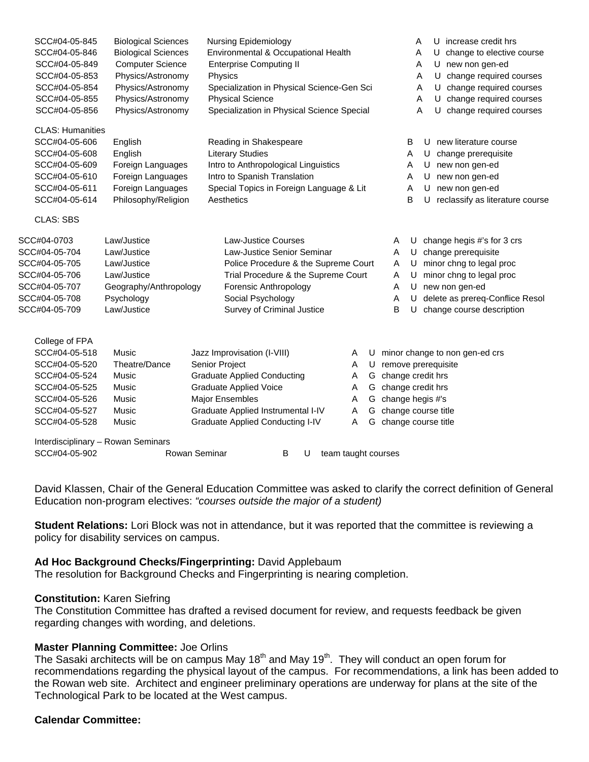| | | | | | |
|---|---|---|---|---|---|
| SCC#04-05-845 | Biological Sciences | Nursing Epidemiology | A | U | increase credit hrs |
| SCC#04-05-846 | Biological Sciences | Environmental & Occupational Health | A | U | change to elective course |
| SCC#04-05-849 | Computer Science | Enterprise Computing II | A | U | new non gen-ed |
| SCC#04-05-853 | Physics/Astronomy | Physics | A | U | change required courses |
| SCC#04-05-854 | Physics/Astronomy | Specialization in Physical Science-Gen Sci | A | U | change required courses |
| SCC#04-05-855 | Physics/Astronomy | Physical Science | A | U | change required courses |
| SCC#04-05-856 | Physics/Astronomy | Specialization in Physical Science Special | A | U | change required courses |

CLAS: Humanities

| | | | | | |
|---|---|---|---|---|---|
| SCC#04-05-606 | English | Reading in Shakespeare | B | U | new literature course |
| SCC#04-05-608 | English | Literary Studies | A | U | change prerequisite |
| SCC#04-05-609 | Foreign Languages | Intro to Anthropological Linguistics | A | U | new non gen-ed |
| SCC#04-05-610 | Foreign Languages | Intro to Spanish Translation | A | U | new non gen-ed |
| SCC#04-05-611 | Foreign Languages | Special Topics in Foreign Language & Lit | A | U | new non gen-ed |
| SCC#04-05-614 | Philosophy/Religion | Aesthetics | B | U | reclassify as literature course |

CLAS: SBS

| | | | | | |
|---|---|---|---|---|---|
| SCC#04-0703 | Law/Justice | Law-Justice Courses | A | U | change hegis #'s for 3 crs |
| SCC#04-05-704 | Law/Justice | Law-Justice Senior Seminar | A | U | change prerequisite |
| SCC#04-05-705 | Law/Justice | Police Procedure & the Supreme Court | A | U | minor chng to legal proc |
| SCC#04-05-706 | Law/Justice | Trial Procedure & the Supreme Court | A | U | minor chng to legal proc |
| SCC#04-05-707 | Geography/Anthropology | Forensic Anthropology | A | U | new non gen-ed |
| SCC#04-05-708 | Psychology | Social Psychology | A | U | delete as prereq-Conflice Resol |
| SCC#04-05-709 | Law/Justice | Survey of Criminal Justice | B | U | change course description |

College of FPA

| | | | | | |
|---|---|---|---|---|---|
| SCC#04-05-518 | Music | Jazz Improvisation (I-VIII) | A | U | minor change to non gen-ed crs |
| SCC#04-05-520 | Theatre/Dance | Senior Project | A | U | remove prerequisite |
| SCC#04-05-524 | Music | Graduate Applied Conducting | A | G | change credit hrs |
| SCC#04-05-525 | Music | Graduate Applied Voice | A | G | change credit hrs |
| SCC#04-05-526 | Music | Major Ensembles | A | G | change hegis #'s |
| SCC#04-05-527 | Music | Graduate Applied Instrumental I-IV | A | G | change course title |
| SCC#04-05-528 | Music | Graduate Applied Conducting I-IV | A | G | change course title |

Interdisciplinary – Rowan Seminars

| | | | | |
|---|---|---|---|---|
| SCC#04-05-902 | Rowan Seminar | B | U | team taught courses |

David Klassen, Chair of the General Education Committee was asked to clarify the correct definition of General Education non-program electives: *"courses outside the major of a student)*

**Student Relations:** Lori Block was not in attendance, but it was reported that the committee is reviewing a policy for disability services on campus.

**Ad Hoc Background Checks/Fingerprinting:** David Applebaum
The resolution for Background Checks and Fingerprinting is nearing completion.

**Constitution:** Karen Siefring
The Constitution Committee has drafted a revised document for review, and requests feedback be given regarding changes with wording, and deletions.

**Master Planning Committee:** Joe Orlins
The Sasaki architects will be on campus May 18th and May 19th. They will conduct an open forum for recommendations regarding the physical layout of the campus. For recommendations, a link has been added to the Rowan web site. Architect and engineer preliminary operations are underway for plans at the site of the Technological Park to be located at the West campus.

**Calendar Committee:**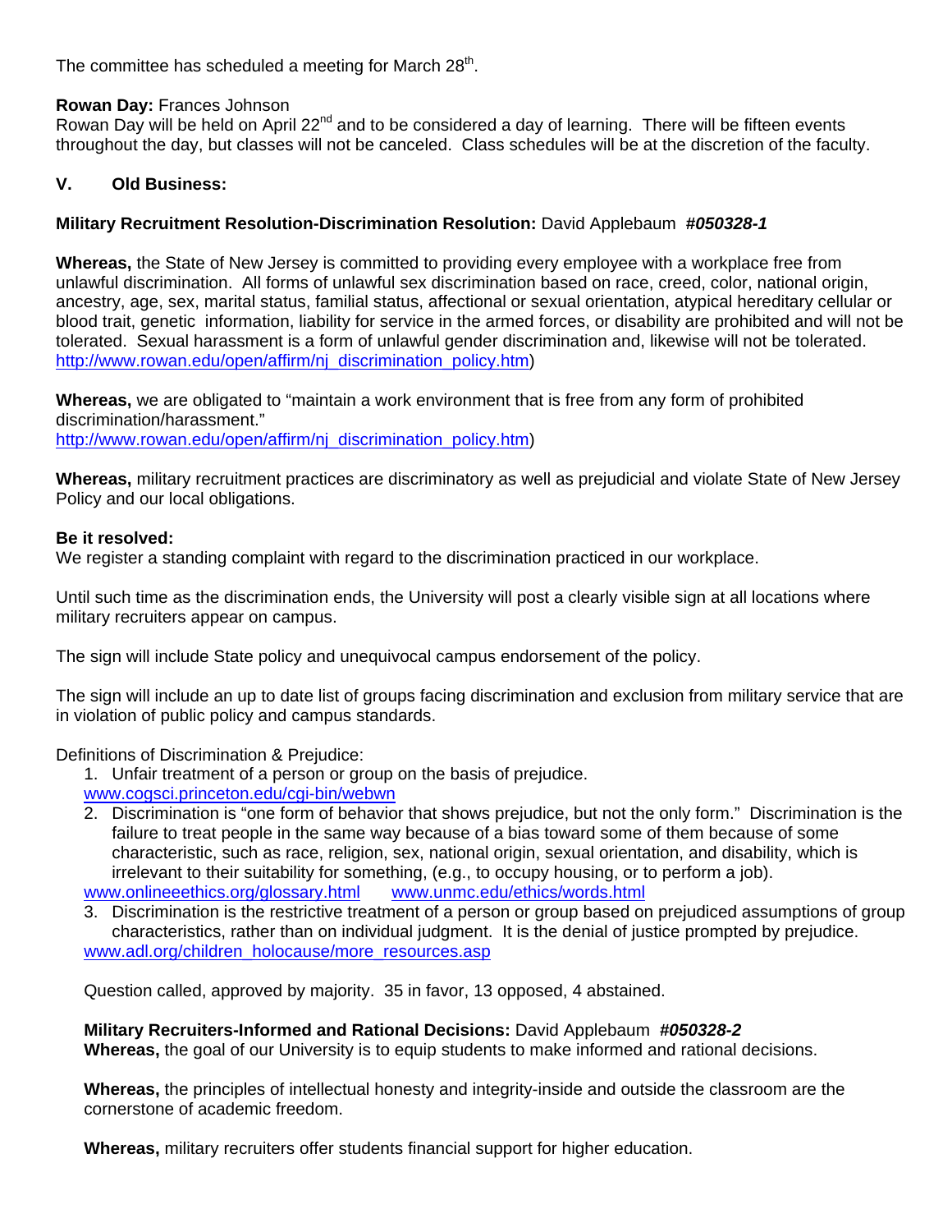The committee has scheduled a meeting for March 28th.

**Rowan Day:** Frances Johnson
Rowan Day will be held on April 22nd and to be considered a day of learning. There will be fifteen events throughout the day, but classes will not be canceled. Class schedules will be at the discretion of the faculty.

## V. Old Business:

**Military Recruitment Resolution-Discrimination Resolution:** David Applebaum ***#050328-1***

**Whereas,** the State of New Jersey is committed to providing every employee with a workplace free from unlawful discrimination. All forms of unlawful sex discrimination based on race, creed, color, national origin, ancestry, age, sex, marital status, familial status, affectional or sexual orientation, atypical hereditary cellular or blood trait, genetic information, liability for service in the armed forces, or disability are prohibited and will not be tolerated. Sexual harassment is a form of unlawful gender discrimination and, likewise will not be tolerated. http://www.rowan.edu/open/affirm/nj_discrimination_policy.htm)

**Whereas,** we are obligated to "maintain a work environment that is free from any form of prohibited discrimination/harassment."
http://www.rowan.edu/open/affirm/nj_discrimination_policy.htm)

**Whereas,** military recruitment practices are discriminatory as well as prejudicial and violate State of New Jersey Policy and our local obligations.

**Be it resolved:**
We register a standing complaint with regard to the discrimination practiced in our workplace.

Until such time as the discrimination ends, the University will post a clearly visible sign at all locations where military recruiters appear on campus.

The sign will include State policy and unequivocal campus endorsement of the policy.

The sign will include an up to date list of groups facing discrimination and exclusion from military service that are in violation of public policy and campus standards.

Definitions of Discrimination & Prejudice:

1. Unfair treatment of a person or group on the basis of prejudice.
   www.cogsci.princeton.edu/cgi-bin/webwn
2. Discrimination is "one form of behavior that shows prejudice, but not the only form." Discrimination is the failure to treat people in the same way because of a bias toward some of them because of some characteristic, such as race, religion, sex, national origin, sexual orientation, and disability, which is irrelevant to their suitability for something, (e.g., to occupy housing, or to perform a job).
   www.onlineeethics.org/glossary.html www.unmc.edu/ethics/words.html
3. Discrimination is the restrictive treatment of a person or group based on prejudiced assumptions of group characteristics, rather than on individual judgment. It is the denial of justice prompted by prejudice.
   www.adl.org/children_holocause/more_resources.asp

Question called, approved by majority. 35 in favor, 13 opposed, 4 abstained.

**Military Recruiters-Informed and Rational Decisions:** David Applebaum ***#050328-2***
**Whereas,** the goal of our University is to equip students to make informed and rational decisions.

**Whereas,** the principles of intellectual honesty and integrity-inside and outside the classroom are the cornerstone of academic freedom.

**Whereas,** military recruiters offer students financial support for higher education.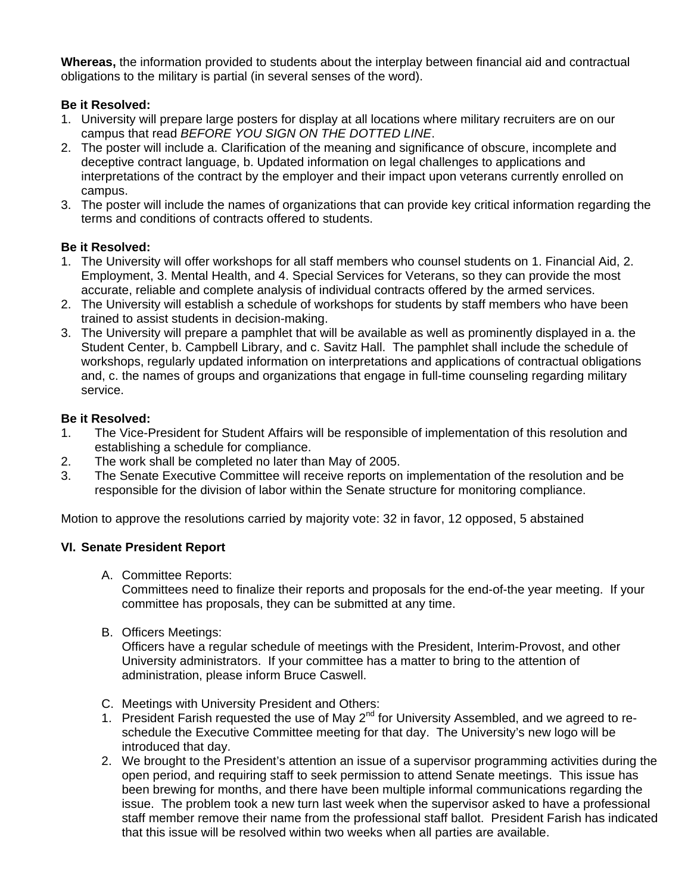**Whereas,** the information provided to students about the interplay between financial aid and contractual obligations to the military is partial (in several senses of the word).

**Be it Resolved:**

1. University will prepare large posters for display at all locations where military recruiters are on our campus that read *BEFORE YOU SIGN ON THE DOTTED LINE*.
2. The poster will include a. Clarification of the meaning and significance of obscure, incomplete and deceptive contract language, b. Updated information on legal challenges to applications and interpretations of the contract by the employer and their impact upon veterans currently enrolled on campus.
3. The poster will include the names of organizations that can provide key critical information regarding the terms and conditions of contracts offered to students.

**Be it Resolved:**

1. The University will offer workshops for all staff members who counsel students on 1. Financial Aid, 2. Employment, 3. Mental Health, and 4. Special Services for Veterans, so they can provide the most accurate, reliable and complete analysis of individual contracts offered by the armed services.
2. The University will establish a schedule of workshops for students by staff members who have been trained to assist students in decision-making.
3. The University will prepare a pamphlet that will be available as well as prominently displayed in a. the Student Center, b. Campbell Library, and c. Savitz Hall. The pamphlet shall include the schedule of workshops, regularly updated information on interpretations and applications of contractual obligations and, c. the names of groups and organizations that engage in full-time counseling regarding military service.

**Be it Resolved:**

1. The Vice-President for Student Affairs will be responsible of implementation of this resolution and establishing a schedule for compliance.
2. The work shall be completed no later than May of 2005.
3. The Senate Executive Committee will receive reports on implementation of the resolution and be responsible for the division of labor within the Senate structure for monitoring compliance.

Motion to approve the resolutions carried by majority vote: 32 in favor, 12 opposed, 5 abstained

### VI. Senate President Report

A. Committee Reports:
Committees need to finalize their reports and proposals for the end-of-the year meeting. If your committee has proposals, they can be submitted at any time.

B. Officers Meetings:
Officers have a regular schedule of meetings with the President, Interim-Provost, and other University administrators. If your committee has a matter to bring to the attention of administration, please inform Bruce Caswell.

C. Meetings with University President and Others:

1. President Farish requested the use of May 2nd for University Assembled, and we agreed to re-schedule the Executive Committee meeting for that day. The University's new logo will be introduced that day.
2. We brought to the President's attention an issue of a supervisor programming activities during the open period, and requiring staff to seek permission to attend Senate meetings. This issue has been brewing for months, and there have been multiple informal communications regarding the issue. The problem took a new turn last week when the supervisor asked to have a professional staff member remove their name from the professional staff ballot. President Farish has indicated that this issue will be resolved within two weeks when all parties are available.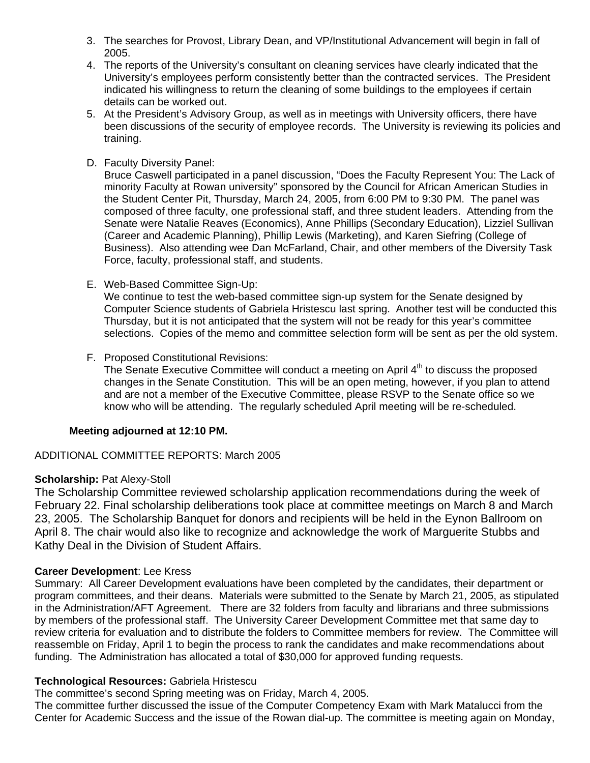3. The searches for Provost, Library Dean, and VP/Institutional Advancement will begin in fall of 2005.
4. The reports of the University's consultant on cleaning services have clearly indicated that the University's employees perform consistently better than the contracted services. The President indicated his willingness to return the cleaning of some buildings to the employees if certain details can be worked out.
5. At the President's Advisory Group, as well as in meetings with University officers, there have been discussions of the security of employee records. The University is reviewing its policies and training.

D. Faculty Diversity Panel:
Bruce Caswell participated in a panel discussion, "Does the Faculty Represent You: The Lack of minority Faculty at Rowan university" sponsored by the Council for African American Studies in the Student Center Pit, Thursday, March 24, 2005, from 6:00 PM to 9:30 PM. The panel was composed of three faculty, one professional staff, and three student leaders. Attending from the Senate were Natalie Reaves (Economics), Anne Phillips (Secondary Education), Lizziel Sullivan (Career and Academic Planning), Phillip Lewis (Marketing), and Karen Siefring (College of Business). Also attending wee Dan McFarland, Chair, and other members of the Diversity Task Force, faculty, professional staff, and students.

E. Web-Based Committee Sign-Up:
We continue to test the web-based committee sign-up system for the Senate designed by Computer Science students of Gabriela Hristescu last spring. Another test will be conducted this Thursday, but it is not anticipated that the system will not be ready for this year's committee selections. Copies of the memo and committee selection form will be sent as per the old system.

F. Proposed Constitutional Revisions:
The Senate Executive Committee will conduct a meeting on April 4th to discuss the proposed changes in the Senate Constitution. This will be an open meting, however, if you plan to attend and are not a member of the Executive Committee, please RSVP to the Senate office so we know who will be attending. The regularly scheduled April meeting will be re-scheduled.

**Meeting adjourned at 12:10 PM.**

ADDITIONAL COMMITTEE REPORTS: March 2005

**Scholarship:** Pat Alexy-Stoll
The Scholarship Committee reviewed scholarship application recommendations during the week of February 22. Final scholarship deliberations took place at committee meetings on March 8 and March 23, 2005. The Scholarship Banquet for donors and recipients will be held in the Eynon Ballroom on April 8. The chair would also like to recognize and acknowledge the work of Marguerite Stubbs and Kathy Deal in the Division of Student Affairs.

**Career Development**: Lee Kress
Summary: All Career Development evaluations have been completed by the candidates, their department or program committees, and their deans. Materials were submitted to the Senate by March 21, 2005, as stipulated in the Administration/AFT Agreement. There are 32 folders from faculty and librarians and three submissions by members of the professional staff. The University Career Development Committee met that same day to review criteria for evaluation and to distribute the folders to Committee members for review. The Committee will reassemble on Friday, April 1 to begin the process to rank the candidates and make recommendations about funding. The Administration has allocated a total of $30,000 for approved funding requests.

**Technological Resources:** Gabriela Hristescu
The committee's second Spring meeting was on Friday, March 4, 2005.
The committee further discussed the issue of the Computer Competency Exam with Mark Matalucci from the Center for Academic Success and the issue of the Rowan dial-up. The committee is meeting again on Monday,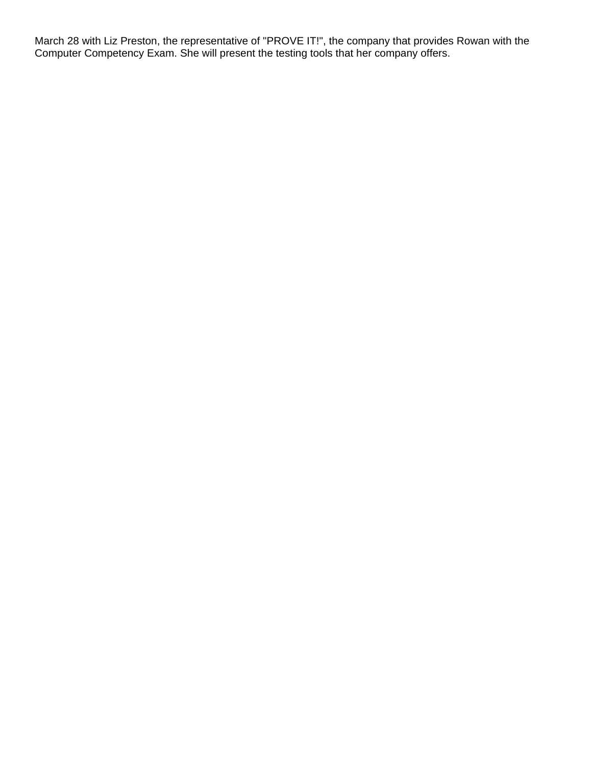March 28 with Liz Preston, the representative of "PROVE IT!", the company that provides Rowan with the Computer Competency Exam. She will present the testing tools that her company offers.